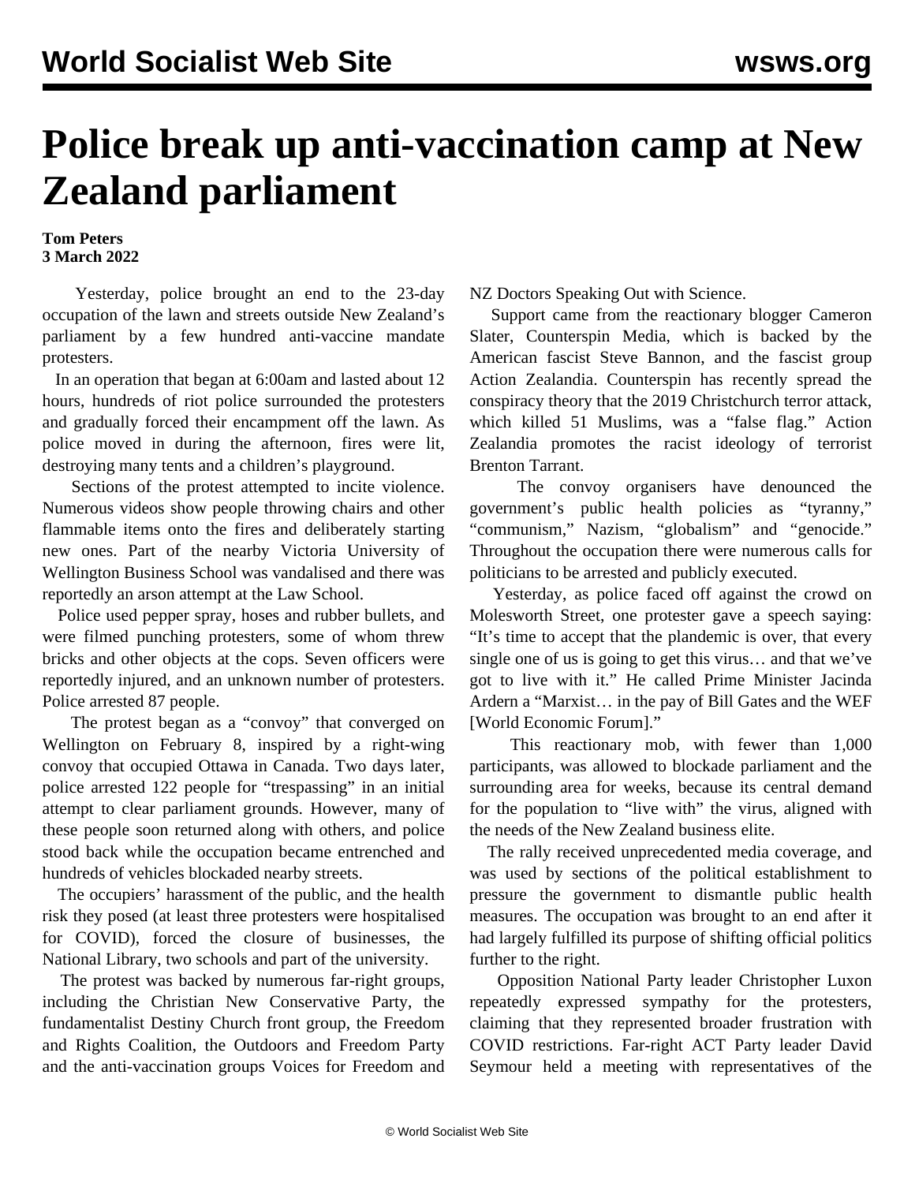# Police break up anti-vaccination camp at New Zealand parliament

**Tom Peters**
**3 March 2022**

Yesterday, police brought an end to the 23-day occupation of the lawn and streets outside New Zealand's parliament by a few hundred anti-vaccine mandate protesters.

In an operation that began at 6:00am and lasted about 12 hours, hundreds of riot police surrounded the protesters and gradually forced their encampment off the lawn. As police moved in during the afternoon, fires were lit, destroying many tents and a children's playground.

Sections of the protest attempted to incite violence. Numerous videos show people throwing chairs and other flammable items onto the fires and deliberately starting new ones. Part of the nearby Victoria University of Wellington Business School was vandalised and there was reportedly an arson attempt at the Law School.

Police used pepper spray, hoses and rubber bullets, and were filmed punching protesters, some of whom threw bricks and other objects at the cops. Seven officers were reportedly injured, and an unknown number of protesters. Police arrested 87 people.

The protest began as a "convoy" that converged on Wellington on February 8, inspired by a right-wing convoy that occupied Ottawa in Canada. Two days later, police arrested 122 people for "trespassing" in an initial attempt to clear parliament grounds. However, many of these people soon returned along with others, and police stood back while the occupation became entrenched and hundreds of vehicles blockaded nearby streets.

The occupiers' harassment of the public, and the health risk they posed (at least three protesters were hospitalised for COVID), forced the closure of businesses, the National Library, two schools and part of the university.

The protest was backed by numerous far-right groups, including the Christian New Conservative Party, the fundamentalist Destiny Church front group, the Freedom and Rights Coalition, the Outdoors and Freedom Party and the anti-vaccination groups Voices for Freedom and NZ Doctors Speaking Out with Science.

Support came from the reactionary blogger Cameron Slater, Counterspin Media, which is backed by the American fascist Steve Bannon, and the fascist group Action Zealandia. Counterspin has recently spread the conspiracy theory that the 2019 Christchurch terror attack, which killed 51 Muslims, was a "false flag." Action Zealandia promotes the racist ideology of terrorist Brenton Tarrant.

The convoy organisers have denounced the government's public health policies as "tyranny," "communism," Nazism, "globalism" and "genocide." Throughout the occupation there were numerous calls for politicians to be arrested and publicly executed.

Yesterday, as police faced off against the crowd on Molesworth Street, one protester gave a speech saying: "It's time to accept that the plandemic is over, that every single one of us is going to get this virus… and that we've got to live with it." He called Prime Minister Jacinda Ardern a "Marxist… in the pay of Bill Gates and the WEF [World Economic Forum]."

This reactionary mob, with fewer than 1,000 participants, was allowed to blockade parliament and the surrounding area for weeks, because its central demand for the population to "live with" the virus, aligned with the needs of the New Zealand business elite.

The rally received unprecedented media coverage, and was used by sections of the political establishment to pressure the government to dismantle public health measures. The occupation was brought to an end after it had largely fulfilled its purpose of shifting official politics further to the right.

Opposition National Party leader Christopher Luxon repeatedly expressed sympathy for the protesters, claiming that they represented broader frustration with COVID restrictions. Far-right ACT Party leader David Seymour held a meeting with representatives of the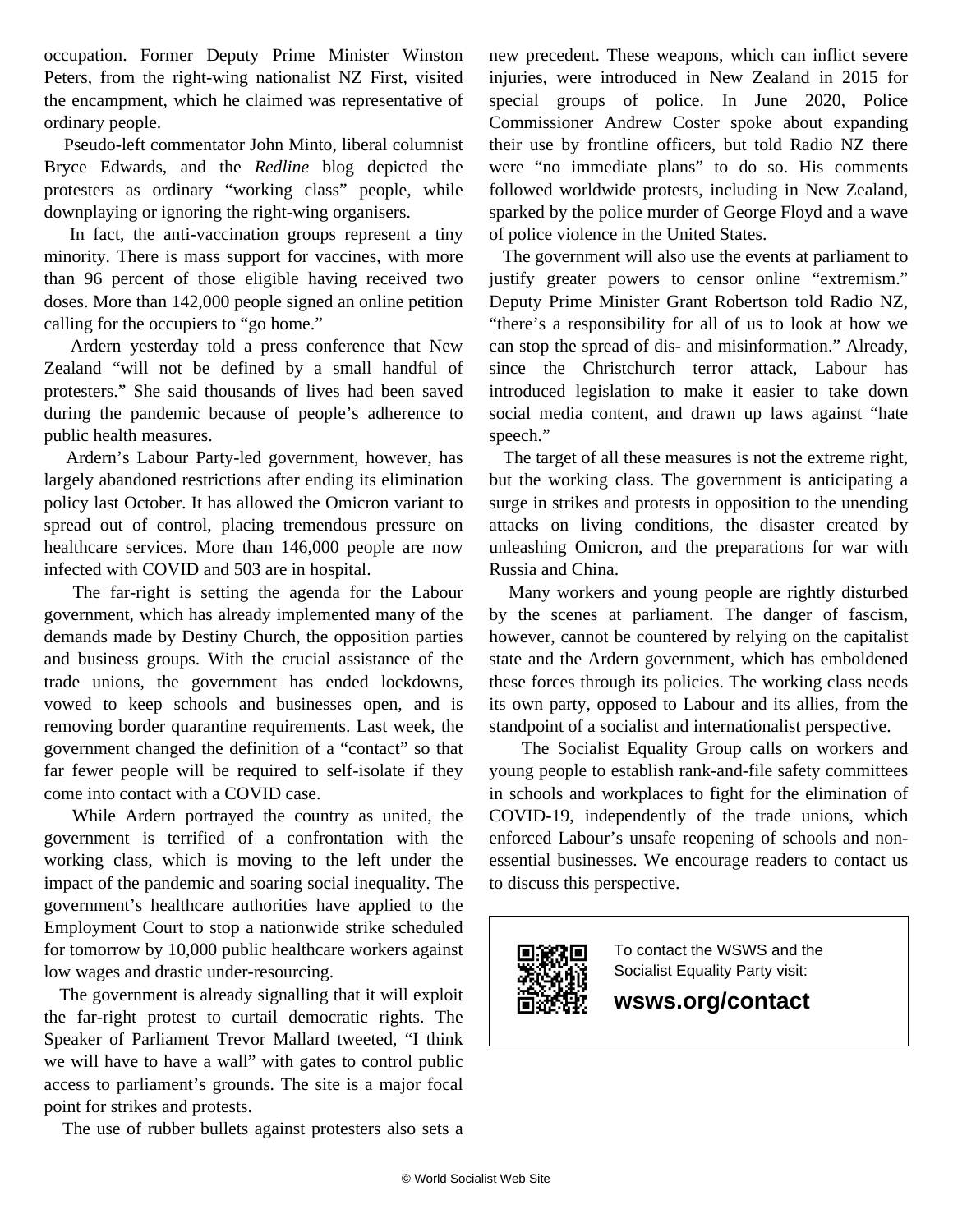occupation. Former Deputy Prime Minister Winston Peters, from the right-wing nationalist NZ First, visited the encampment, which he claimed was representative of ordinary people.

Pseudo-left commentator John Minto, liberal columnist Bryce Edwards, and the *Redline* blog depicted the protesters as ordinary "working class" people, while downplaying or ignoring the right-wing organisers.

In fact, the anti-vaccination groups represent a tiny minority. There is mass support for vaccines, with more than 96 percent of those eligible having received two doses. More than 142,000 people signed an online petition calling for the occupiers to "go home."

Ardern yesterday told a press conference that New Zealand "will not be defined by a small handful of protesters." She said thousands of lives had been saved during the pandemic because of people's adherence to public health measures.

Ardern's Labour Party-led government, however, has largely abandoned restrictions after ending its elimination policy last October. It has allowed the Omicron variant to spread out of control, placing tremendous pressure on healthcare services. More than 146,000 people are now infected with COVID and 503 are in hospital.

The far-right is setting the agenda for the Labour government, which has already implemented many of the demands made by Destiny Church, the opposition parties and business groups. With the crucial assistance of the trade unions, the government has ended lockdowns, vowed to keep schools and businesses open, and is removing border quarantine requirements. Last week, the government changed the definition of a "contact" so that far fewer people will be required to self-isolate if they come into contact with a COVID case.

While Ardern portrayed the country as united, the government is terrified of a confrontation with the working class, which is moving to the left under the impact of the pandemic and soaring social inequality. The government's healthcare authorities have applied to the Employment Court to stop a nationwide strike scheduled for tomorrow by 10,000 public healthcare workers against low wages and drastic under-resourcing.

The government is already signalling that it will exploit the far-right protest to curtail democratic rights. The Speaker of Parliament Trevor Mallard tweeted, "I think we will have to have a wall" with gates to control public access to parliament's grounds. The site is a major focal point for strikes and protests.

The use of rubber bullets against protesters also sets a new precedent. These weapons, which can inflict severe injuries, were introduced in New Zealand in 2015 for special groups of police. In June 2020, Police Commissioner Andrew Coster spoke about expanding their use by frontline officers, but told Radio NZ there were "no immediate plans" to do so. His comments followed worldwide protests, including in New Zealand, sparked by the police murder of George Floyd and a wave of police violence in the United States.

The government will also use the events at parliament to justify greater powers to censor online "extremism." Deputy Prime Minister Grant Robertson told Radio NZ, "there's a responsibility for all of us to look at how we can stop the spread of dis- and misinformation." Already, since the Christchurch terror attack, Labour has introduced legislation to make it easier to take down social media content, and drawn up laws against "hate speech."

The target of all these measures is not the extreme right, but the working class. The government is anticipating a surge in strikes and protests in opposition to the unending attacks on living conditions, the disaster created by unleashing Omicron, and the preparations for war with Russia and China.

Many workers and young people are rightly disturbed by the scenes at parliament. The danger of fascism, however, cannot be countered by relying on the capitalist state and the Ardern government, which has emboldened these forces through its policies. The working class needs its own party, opposed to Labour and its allies, from the standpoint of a socialist and internationalist perspective.

The Socialist Equality Group calls on workers and young people to establish rank-and-file safety committees in schools and workplaces to fight for the elimination of COVID-19, independently of the trade unions, which enforced Labour's unsafe reopening of schools and non-essential businesses. We encourage readers to contact us to discuss this perspective.

To contact the WSWS and the Socialist Equality Party visit:

**wsws.org/contact**